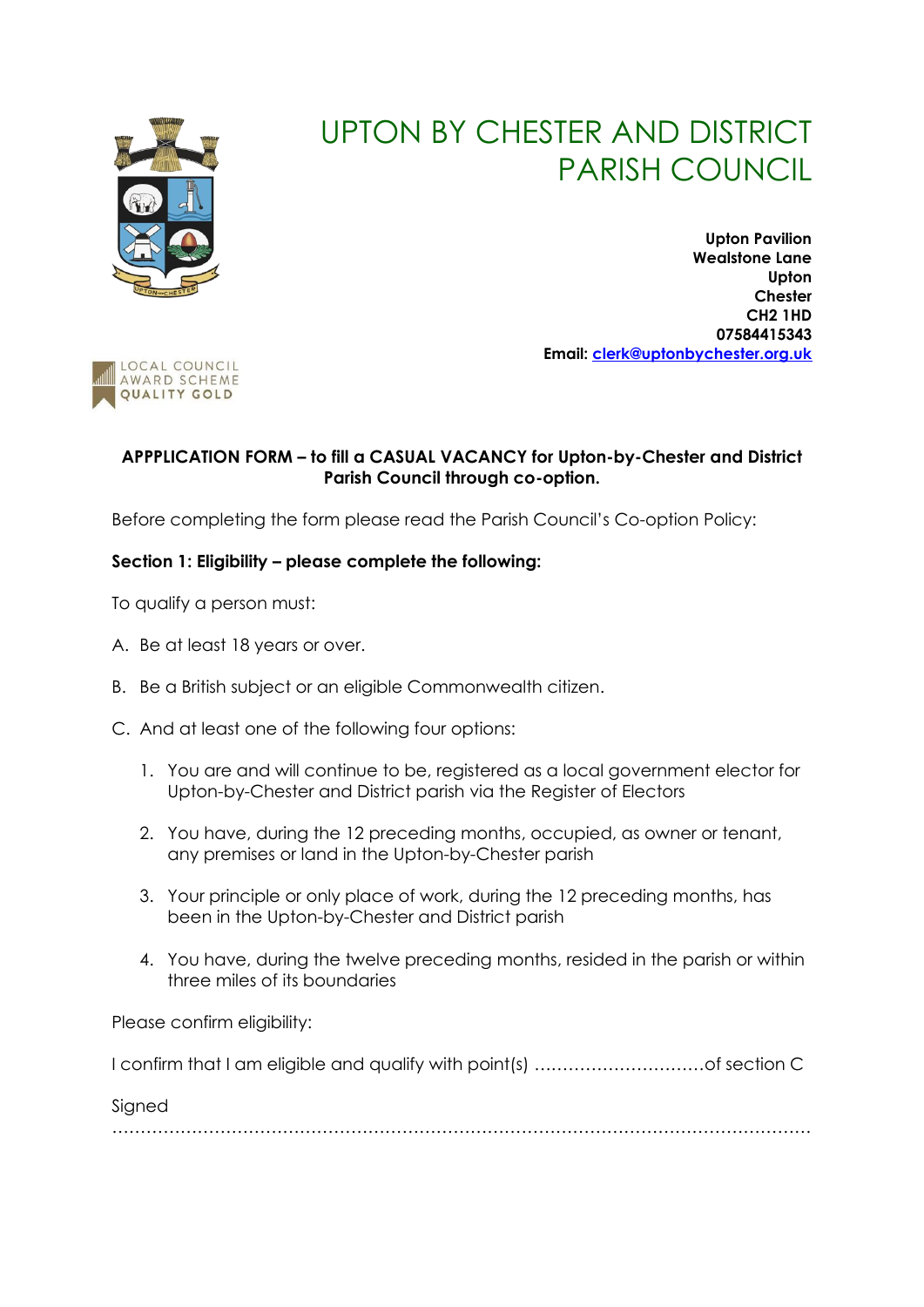# UPTON BY CHESTER AND DISTRICT PARISH COUNCIL

**Upton Pavilion**
**Wealstone Lane**
**Upton**
**Chester**
**CH2 1HD**
**07584415343**
**Email: clerk@uptonbychester.org.uk**

LOCAL COUNCIL AWARD SCHEME QUALITY GOLD

**APPPLICATION FORM – to fill a CASUAL VACANCY for Upton-by-Chester and District Parish Council through co-option.**

Before completing the form please read the Parish Council's Co-option Policy:

**Section 1: Eligibility – please complete the following:**

To qualify a person must:

A. Be at least 18 years or over.

B. Be a British subject or an eligible Commonwealth citizen.

C. And at least one of the following four options:

1. You are and will continue to be, registered as a local government elector for Upton-by-Chester and District parish via the Register of Electors

2. You have, during the 12 preceding months, occupied, as owner or tenant, any premises or land in the Upton-by-Chester parish

3. Your principle or only place of work, during the 12 preceding months, has been in the Upton-by-Chester and District parish

4. You have, during the twelve preceding months, resided in the parish or within three miles of its boundaries

Please confirm eligibility:

I confirm that I am eligible and qualify with point(s) ..............................of section C

Signed

..........................................................................................................................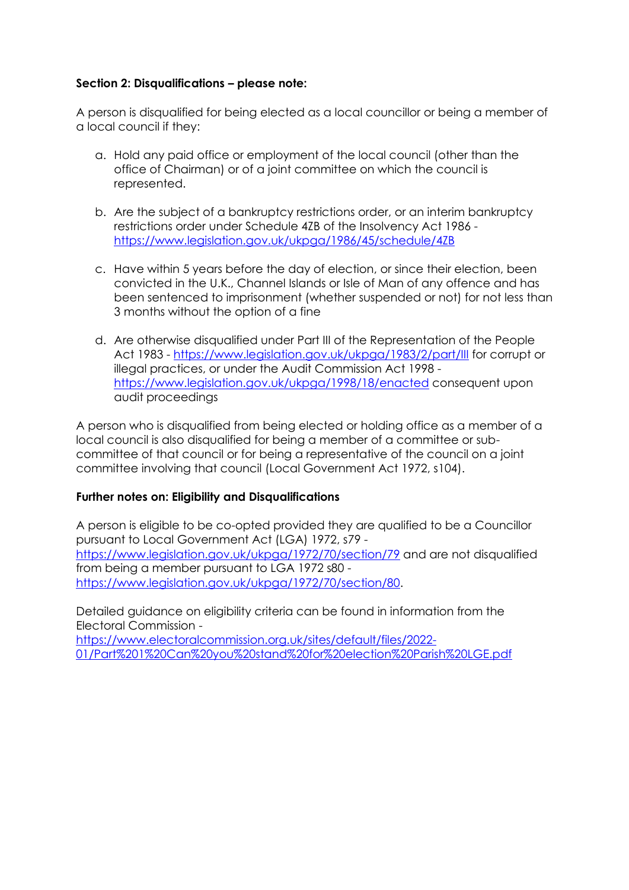**Section 2: Disqualifications – please note:**

A person is disqualified for being elected as a local councillor or being a member of a local council if they:

a. Hold any paid office or employment of the local council (other than the office of Chairman) or of a joint committee on which the council is represented.

b. Are the subject of a bankruptcy restrictions order, or an interim bankruptcy restrictions order under Schedule 4ZB of the Insolvency Act 1986 - https://www.legislation.gov.uk/ukpga/1986/45/schedule/4ZB

c. Have within 5 years before the day of election, or since their election, been convicted in the U.K., Channel Islands or Isle of Man of any offence and has been sentenced to imprisonment (whether suspended or not) for not less than 3 months without the option of a fine

d. Are otherwise disqualified under Part III of the Representation of the People Act 1983 - https://www.legislation.gov.uk/ukpga/1983/2/part/III for corrupt or illegal practices, or under the Audit Commission Act 1998 - https://www.legislation.gov.uk/ukpga/1998/18/enacted consequent upon audit proceedings

A person who is disqualified from being elected or holding office as a member of a local council is also disqualified for being a member of a committee or sub-committee of that council or for being a representative of the council on a joint committee involving that council (Local Government Act 1972, s104).

**Further notes on: Eligibility and Disqualifications**

A person is eligible to be co-opted provided they are qualified to be a Councillor pursuant to Local Government Act (LGA) 1972, s79 - https://www.legislation.gov.uk/ukpga/1972/70/section/79 and are not disqualified from being a member pursuant to LGA 1972 s80 - https://www.legislation.gov.uk/ukpga/1972/70/section/80.

Detailed guidance on eligibility criteria can be found in information from the Electoral Commission - https://www.electoralcommission.org.uk/sites/default/files/2022-01/Part%201%20Can%20you%20stand%20for%20election%20Parish%20LGE.pdf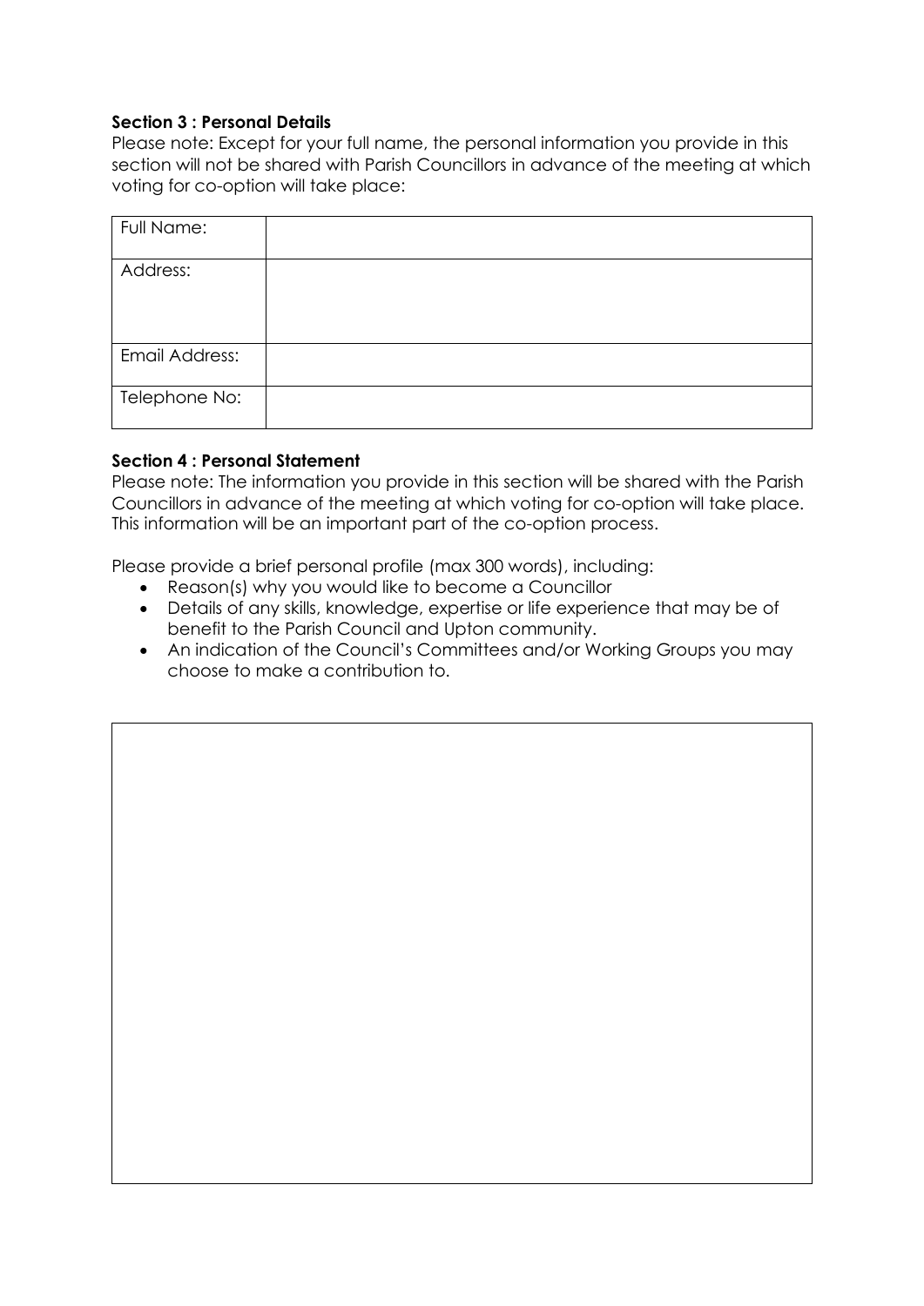**Section 3 : Personal Details**

Please note: Except for your full name, the personal information you provide in this section will not be shared with Parish Councillors in advance of the meeting at which voting for co-option will take place:

| Full Name: | |
|---|---|
| Address: | |
| Email Address: | |
| Telephone No: | |

**Section 4 : Personal Statement**

Please note: The information you provide in this section will be shared with the Parish Councillors in advance of the meeting at which voting for co-option will take place. This information will be an important part of the co-option process.

Please provide a brief personal profile (max 300 words), including:

- Reason(s) why you would like to become a Councillor
- Details of any skills, knowledge, expertise or life experience that may be of benefit to the Parish Council and Upton community.
- An indication of the Council's Committees and/or Working Groups you may choose to make a contribution to.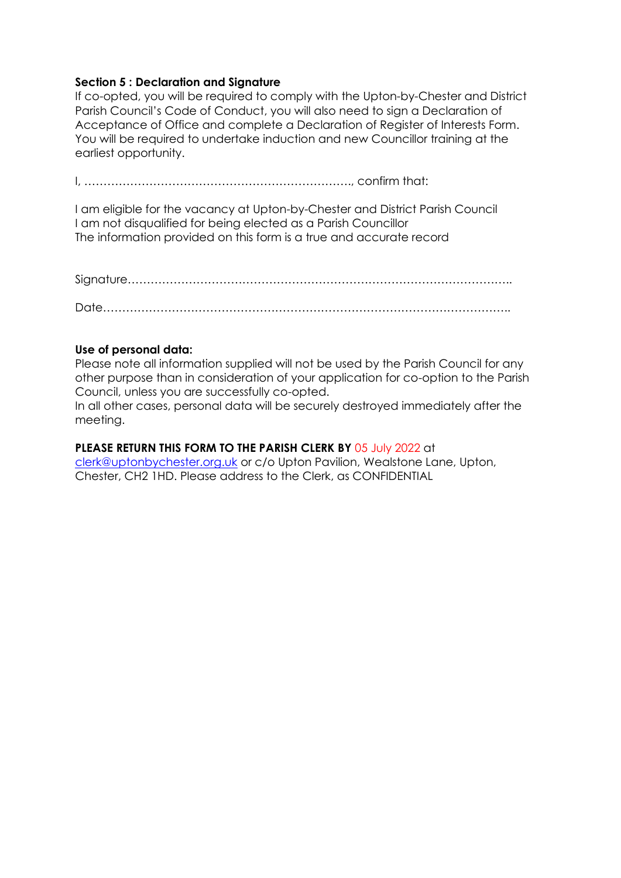**Section 5 : Declaration and Signature**

If co-opted, you will be required to comply with the Upton-by-Chester and District Parish Council's Code of Conduct, you will also need to sign a Declaration of Acceptance of Office and complete a Declaration of Register of Interests Form. You will be required to undertake induction and new Councillor training at the earliest opportunity.

I, ………………………………………………………………., confirm that:

I am eligible for the vacancy at Upton-by-Chester and District Parish Council
I am not disqualified for being elected as a Parish Councillor
The information provided on this form is a true and accurate record

Signature………………………………………………………………………………………..

Date……………………………………………………………………………………………..

**Use of personal data:**

Please note all information supplied will not be used by the Parish Council for any other purpose than in consideration of your application for co-option to the Parish Council, unless you are successfully co-opted.
In all other cases, personal data will be securely destroyed immediately after the meeting.

**PLEASE RETURN THIS FORM TO THE PARISH CLERK BY** 05 July 2022 at [clerk@uptonbychester.org.uk](mailto:clerk@uptonbychester.org.uk) or c/o Upton Pavilion, Wealstone Lane, Upton, Chester, CH2 1HD. Please address to the Clerk, as CONFIDENTIAL